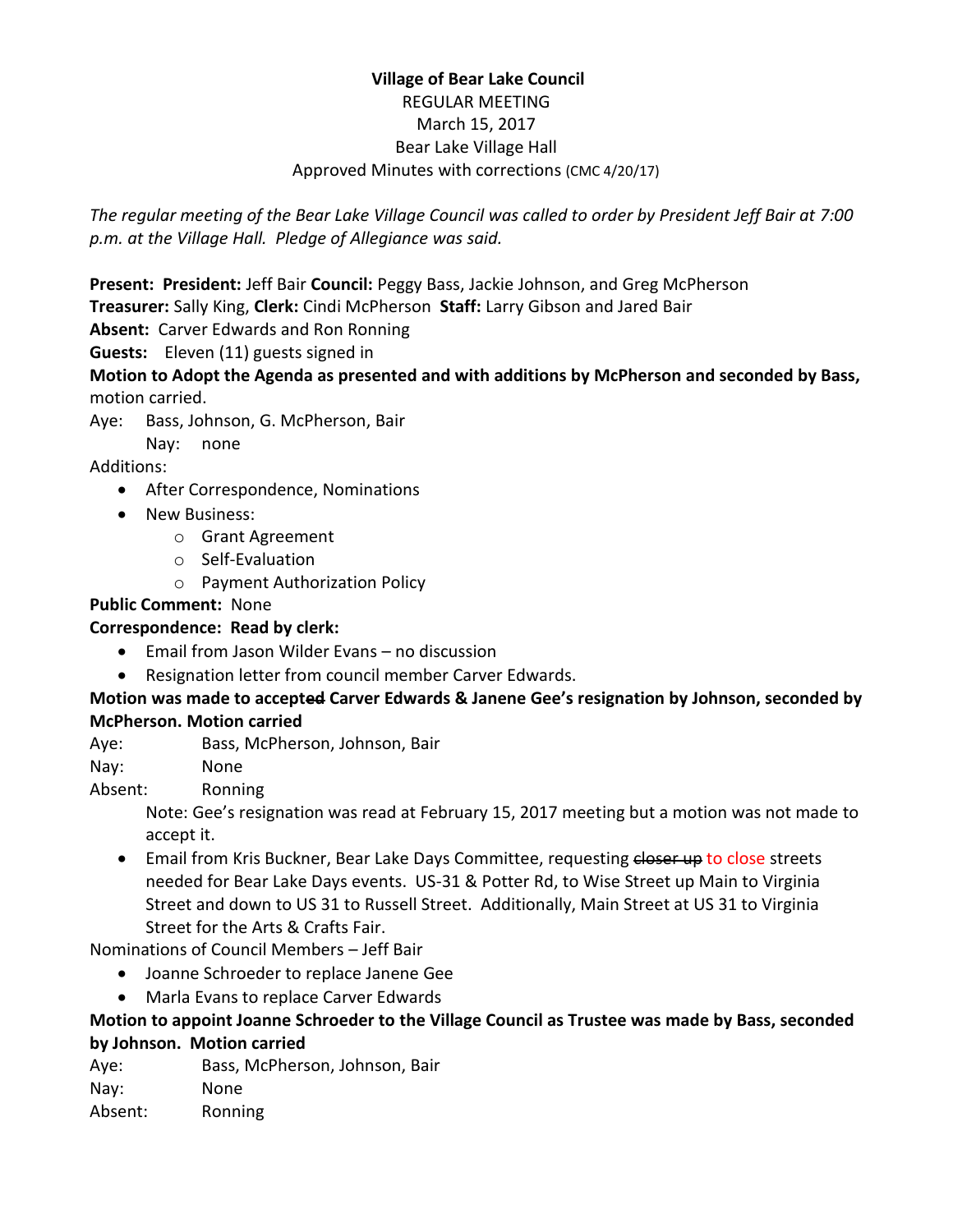**Village of Bear Lake Council**

REGULAR MEETING

March 15, 2017

Bear Lake Village Hall

Approved Minutes with corrections (CMC 4/20/17)

*The regular meeting of the Bear Lake Village Council was called to order by President Jeff Bair at 7:00 p.m. at the Village Hall. Pledge of Allegiance was said.*

**Present: President:** Jeff Bair **Council:** Peggy Bass, Jackie Johnson, and Greg McPherson

**Treasurer:** Sally King, **Clerk:** Cindi McPherson **Staff:** Larry Gibson and Jared Bair

**Absent:** Carver Edwards and Ron Ronning

**Guests:** Eleven (11) guests signed in

**Motion to Adopt the Agenda as presented and with additions by McPherson and seconded by Bass,** motion carried.

Aye: Bass, Johnson, G. McPherson, Bair

Nay: none

Additions:

- After Correspondence, Nominations
- New Business:
  - Grant Agreement
  - Self-Evaluation
  - Payment Authorization Policy

**Public Comment:** None

**Correspondence: Read by clerk:**

- Email from Jason Wilder Evans – no discussion
- Resignation letter from council member Carver Edwards.

**Motion was made to accepted Carver Edwards & Janene Gee's resignation by Johnson, seconded by McPherson. Motion carried**

Aye: Bass, McPherson, Johnson, Bair

Nay: None

Absent: Ronning

Note: Gee's resignation was read at February 15, 2017 meeting but a motion was not made to accept it.

- Email from Kris Buckner, Bear Lake Days Committee, requesting ~~closer up~~ to close streets needed for Bear Lake Days events. US-31 & Potter Rd, to Wise Street up Main to Virginia Street and down to US 31 to Russell Street. Additionally, Main Street at US 31 to Virginia Street for the Arts & Crafts Fair.

Nominations of Council Members – Jeff Bair

- Joanne Schroeder to replace Janene Gee
- Marla Evans to replace Carver Edwards

**Motion to appoint Joanne Schroeder to the Village Council as Trustee was made by Bass, seconded by Johnson. Motion carried**

Aye: Bass, McPherson, Johnson, Bair

Nay: None

Absent: Ronning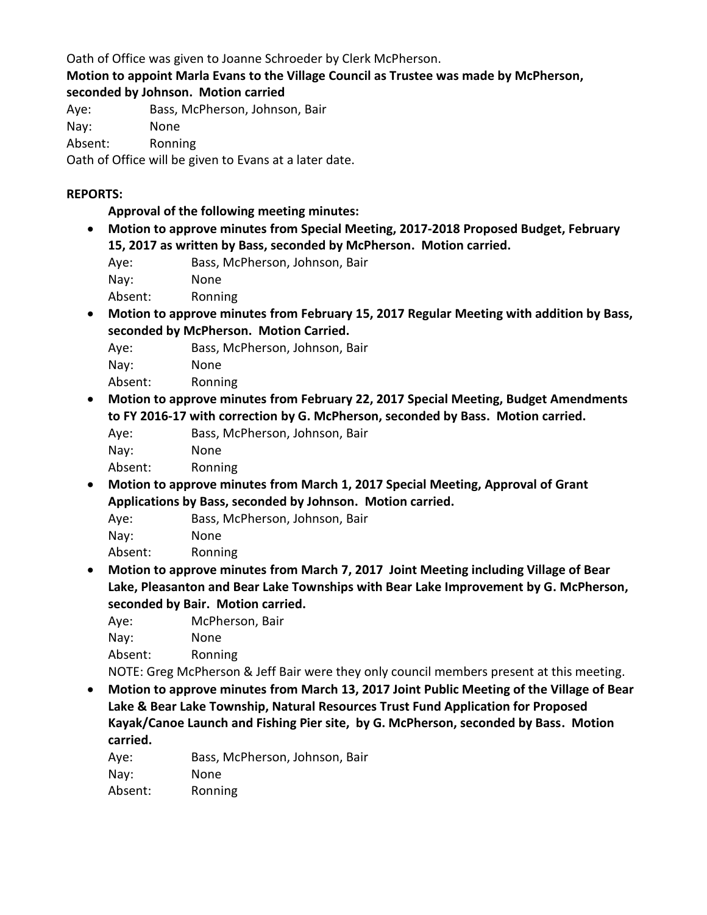Oath of Office was given to Joanne Schroeder by Clerk McPherson.

**Motion to appoint Marla Evans to the Village Council as Trustee was made by McPherson, seconded by Johnson. Motion carried**

Aye: Bass, McPherson, Johnson, Bair
Nay: None
Absent: Ronning

Oath of Office will be given to Evans at a later date.

**REPORTS:**

**Approval of the following meeting minutes:**

- **Motion to approve minutes from Special Meeting, 2017-2018 Proposed Budget, February 15, 2017 as written by Bass, seconded by McPherson. Motion carried.**

  Aye: Bass, McPherson, Johnson, Bair
  Nay: None
  Absent: Ronning

- **Motion to approve minutes from February 15, 2017 Regular Meeting with addition by Bass, seconded by McPherson. Motion Carried.**

  Aye: Bass, McPherson, Johnson, Bair
  Nay: None
  Absent: Ronning

- **Motion to approve minutes from February 22, 2017 Special Meeting, Budget Amendments to FY 2016-17 with correction by G. McPherson, seconded by Bass. Motion carried.**

  Aye: Bass, McPherson, Johnson, Bair
  Nay: None
  Absent: Ronning

- **Motion to approve minutes from March 1, 2017 Special Meeting, Approval of Grant Applications by Bass, seconded by Johnson. Motion carried.**

  Aye: Bass, McPherson, Johnson, Bair
  Nay: None
  Absent: Ronning

- **Motion to approve minutes from March 7, 2017 Joint Meeting including Village of Bear Lake, Pleasanton and Bear Lake Townships with Bear Lake Improvement by G. McPherson, seconded by Bair. Motion carried.**

  Aye: McPherson, Bair
  Nay: None
  Absent: Ronning

  NOTE: Greg McPherson & Jeff Bair were they only council members present at this meeting.

- **Motion to approve minutes from March 13, 2017 Joint Public Meeting of the Village of Bear Lake & Bear Lake Township, Natural Resources Trust Fund Application for Proposed Kayak/Canoe Launch and Fishing Pier site, by G. McPherson, seconded by Bass. Motion carried.**

  Aye: Bass, McPherson, Johnson, Bair
  Nay: None
  Absent: Ronning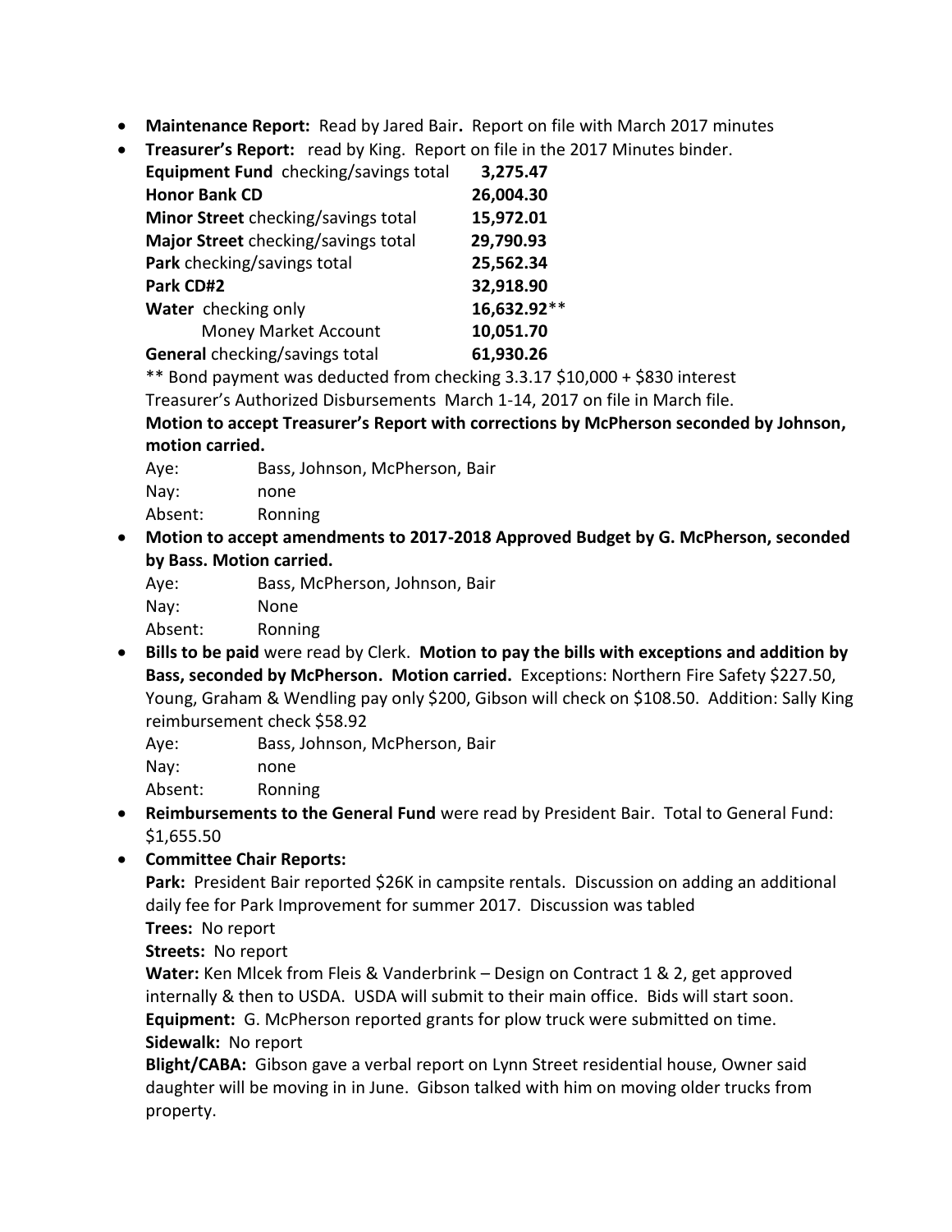- **Maintenance Report:** Read by Jared Bair**.** Report on file with March 2017 minutes
- **Treasurer's Report:** read by King. Report on file in the 2017 Minutes binder.

| | |
|---|---|
| **Equipment Fund** checking/savings total | **3,275.47** |
| **Honor Bank CD** | **26,004.30** |
| **Minor Street** checking/savings total | **15,972.01** |
| **Major Street** checking/savings total | **29,790.93** |
| **Park** checking/savings total | **25,562.34** |
| **Park CD#2** | **32,918.90** |
| **Water** checking only | **16,632.92**** |
| Money Market Account | **10,051.70** |
| **General** checking/savings total | **61,930.26** |

** Bond payment was deducted from checking 3.3.17 $10,000 + $830 interest

Treasurer's Authorized Disbursements March 1-14, 2017 on file in March file.

**Motion to accept Treasurer's Report with corrections by McPherson seconded by Johnson, motion carried.**

Aye: Bass, Johnson, McPherson, Bair
Nay: none
Absent: Ronning

- **Motion to accept amendments to 2017-2018 Approved Budget by G. McPherson, seconded by Bass. Motion carried.**

Aye: Bass, McPherson, Johnson, Bair
Nay: None
Absent: Ronning

- **Bills to be paid** were read by Clerk. **Motion to pay the bills with exceptions and addition by Bass, seconded by McPherson. Motion carried.** Exceptions: Northern Fire Safety $227.50, Young, Graham & Wendling pay only $200, Gibson will check on $108.50. Addition: Sally King reimbursement check $58.92

Aye: Bass, Johnson, McPherson, Bair
Nay: none
Absent: Ronning

- **Reimbursements to the General Fund** were read by President Bair. Total to General Fund: $1,655.50
- **Committee Chair Reports:**

**Park:** President Bair reported $26K in campsite rentals. Discussion on adding an additional daily fee for Park Improvement for summer 2017. Discussion was tabled

**Trees:** No report

**Streets:** No report

**Water:** Ken Mlcek from Fleis & Vanderbrink – Design on Contract 1 & 2, get approved internally & then to USDA. USDA will submit to their main office. Bids will start soon.

**Equipment:** G. McPherson reported grants for plow truck were submitted on time.

**Sidewalk:** No report

**Blight/CABA:** Gibson gave a verbal report on Lynn Street residential house, Owner said daughter will be moving in in June. Gibson talked with him on moving older trucks from property.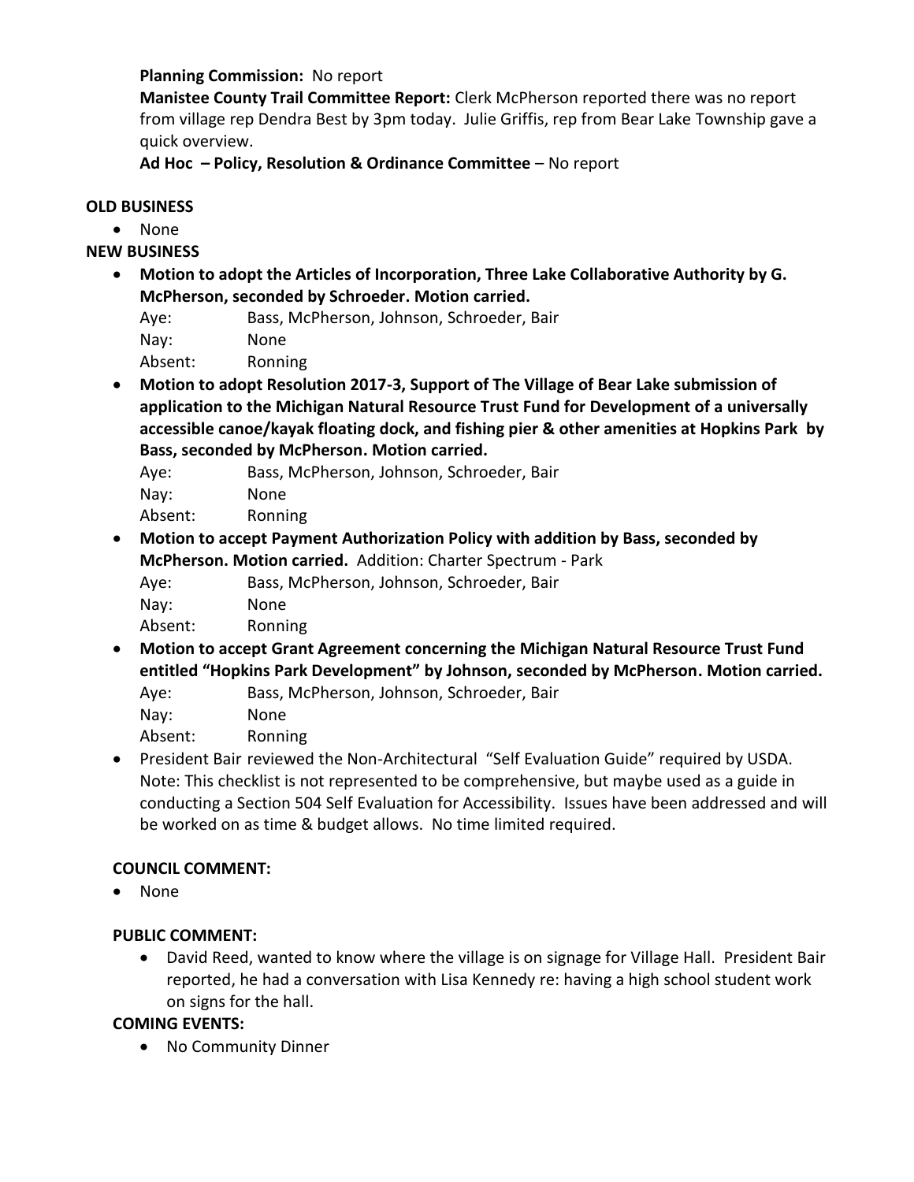**Planning Commission:** No report

**Manistee County Trail Committee Report:** Clerk McPherson reported there was no report from village rep Dendra Best by 3pm today. Julie Griffis, rep from Bear Lake Township gave a quick overview.

**Ad Hoc – Policy, Resolution & Ordinance Committee** – No report

**OLD BUSINESS**

- None

**NEW BUSINESS**

- **Motion to adopt the Articles of Incorporation, Three Lake Collaborative Authority by G. McPherson, seconded by Schroeder. Motion carried.**

  Aye: Bass, McPherson, Johnson, Schroeder, Bair
  Nay: None
  Absent: Ronning

- **Motion to adopt Resolution 2017-3, Support of The Village of Bear Lake submission of application to the Michigan Natural Resource Trust Fund for Development of a universally accessible canoe/kayak floating dock, and fishing pier & other amenities at Hopkins Park by Bass, seconded by McPherson. Motion carried.**

  Aye: Bass, McPherson, Johnson, Schroeder, Bair
  Nay: None
  Absent: Ronning

- **Motion to accept Payment Authorization Policy with addition by Bass, seconded by McPherson. Motion carried.** Addition: Charter Spectrum - Park

  Aye: Bass, McPherson, Johnson, Schroeder, Bair
  Nay: None
  Absent: Ronning

- **Motion to accept Grant Agreement concerning the Michigan Natural Resource Trust Fund entitled "Hopkins Park Development" by Johnson, seconded by McPherson. Motion carried.**

  Aye: Bass, McPherson, Johnson, Schroeder, Bair
  Nay: None
  Absent: Ronning

- President Bair reviewed the Non-Architectural "Self Evaluation Guide" required by USDA. Note: This checklist is not represented to be comprehensive, but maybe used as a guide in conducting a Section 504 Self Evaluation for Accessibility. Issues have been addressed and will be worked on as time & budget allows. No time limited required.

**COUNCIL COMMENT:**

- None

**PUBLIC COMMENT:**

- David Reed, wanted to know where the village is on signage for Village Hall. President Bair reported, he had a conversation with Lisa Kennedy re: having a high school student work on signs for the hall.

**COMING EVENTS:**

- No Community Dinner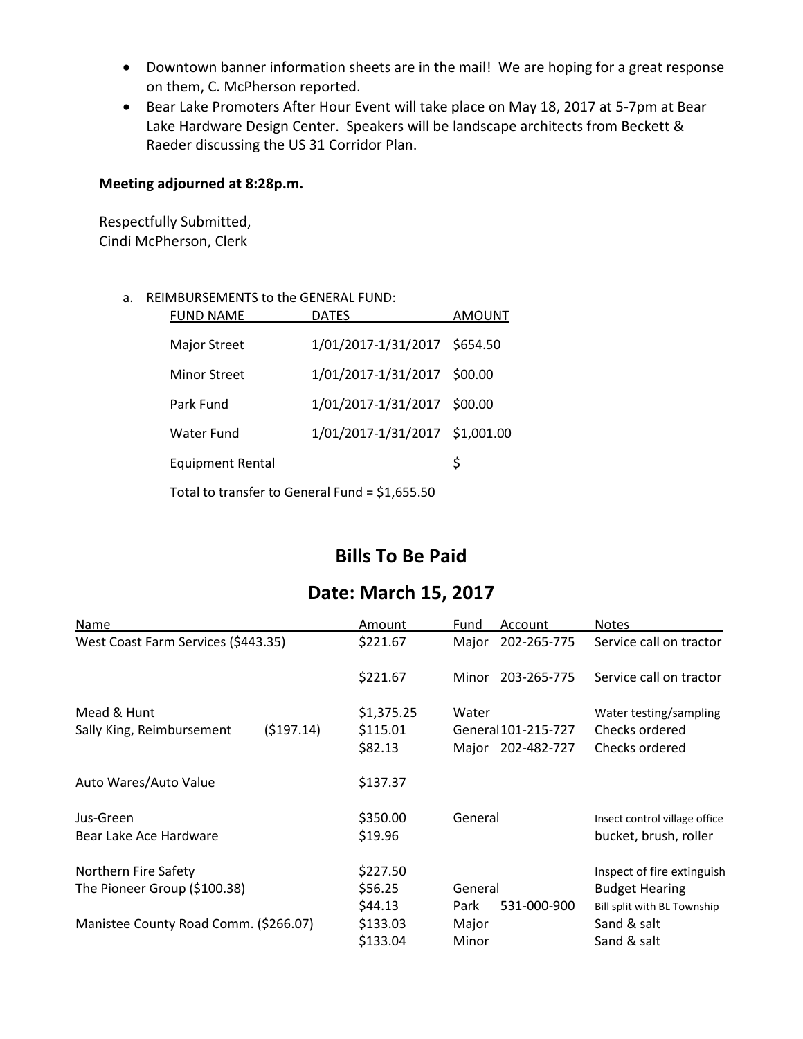- Downtown banner information sheets are in the mail! We are hoping for a great response on them, C. McPherson reported.
- Bear Lake Promoters After Hour Event will take place on May 18, 2017 at 5-7pm at Bear Lake Hardware Design Center. Speakers will be landscape architects from Beckett & Raeder discussing the US 31 Corridor Plan.

**Meeting adjourned at 8:28p.m.**

Respectfully Submitted,
Cindi McPherson, Clerk

a. REIMBURSEMENTS to the GENERAL FUND:

| FUND NAME | DATES | AMOUNT |
|---|---|---|
| Major Street | 1/01/2017-1/31/2017 | $654.50 |
| Minor Street | 1/01/2017-1/31/2017 | $00.00 |
| Park Fund | 1/01/2017-1/31/2017 | $00.00 |
| Water Fund | 1/01/2017-1/31/2017 | $1,001.00 |
| Equipment Rental | | $ |

Total to transfer to General Fund = $1,655.50

## Bills To Be Paid

## Date: March 15, 2017

| Name | | Amount | Fund | Account | Notes |
|---|---|---|---|---|---|
| West Coast Farm Services ($443.35) | | $221.67 | Major | 202-265-775 | Service call on tractor |
| | | $221.67 | Minor | 203-265-775 | Service call on tractor |
| Mead & Hunt | | $1,375.25 | Water | | Water testing/sampling |
| Sally King, Reimbursement | ($197.14) | $115.01 | General | 101-215-727 | Checks ordered |
| | | $82.13 | Major | 202-482-727 | Checks ordered |
| Auto Wares/Auto Value | | $137.37 | | | |
| Jus-Green | | $350.00 | General | | Insect control village office |
| Bear Lake Ace Hardware | | $19.96 | | | bucket, brush, roller |
| Northern Fire Safety | | $227.50 | | | Inspect of fire extinguish |
| The Pioneer Group ($100.38) | | $56.25 | General | | Budget Hearing |
| | | $44.13 | Park | 531-000-900 | Bill split with BL Township |
| Manistee County Road Comm. ($266.07) | | $133.03 | Major | | Sand & salt |
| | | $133.04 | Minor | | Sand & salt |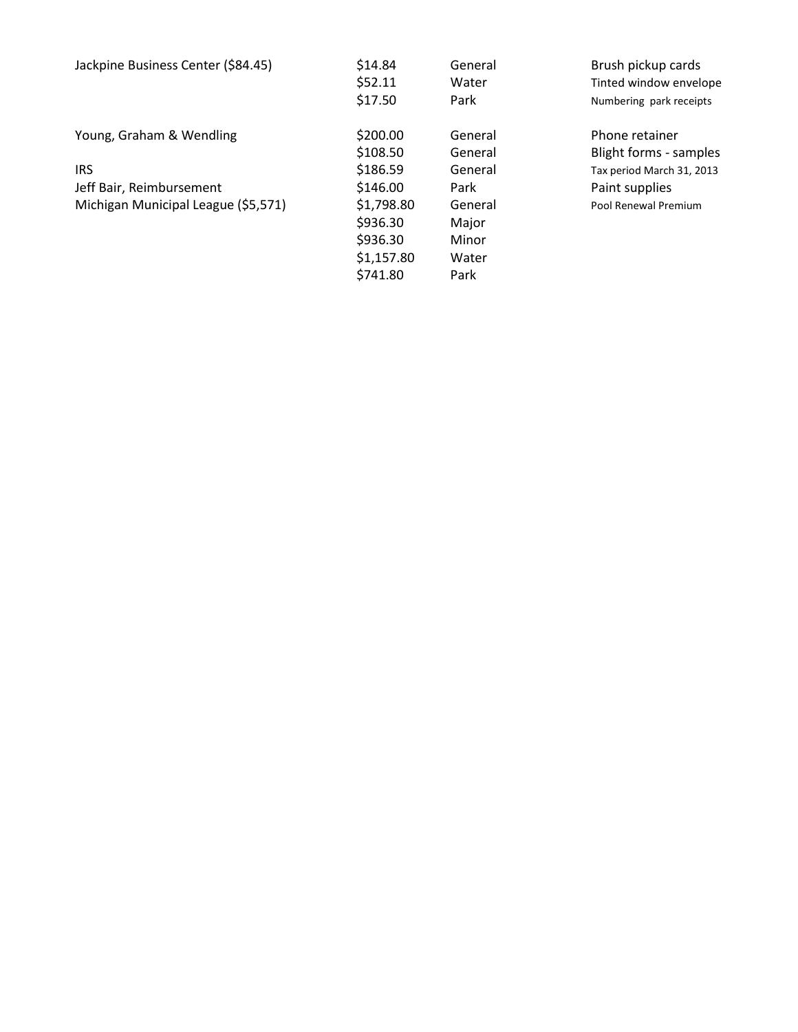| | | | |
|---|---|---|---|
| Jackpine Business Center ($84.45) | $14.84 | General | Brush pickup cards |
| | $52.11 | Water | Tinted window envelope |
| | $17.50 | Park | Numbering park receipts |
| Young, Graham & Wendling | $200.00 | General | Phone retainer |
| | $108.50 | General | Blight forms - samples |
| IRS | $186.59 | General | Tax period March 31, 2013 |
| Jeff Bair, Reimbursement | $146.00 | Park | Paint supplies |
| Michigan Municipal League ($5,571) | $1,798.80 | General | Pool Renewal Premium |
| | $936.30 | Major | |
| | $936.30 | Minor | |
| | $1,157.80 | Water | |
| | $741.80 | Park | |